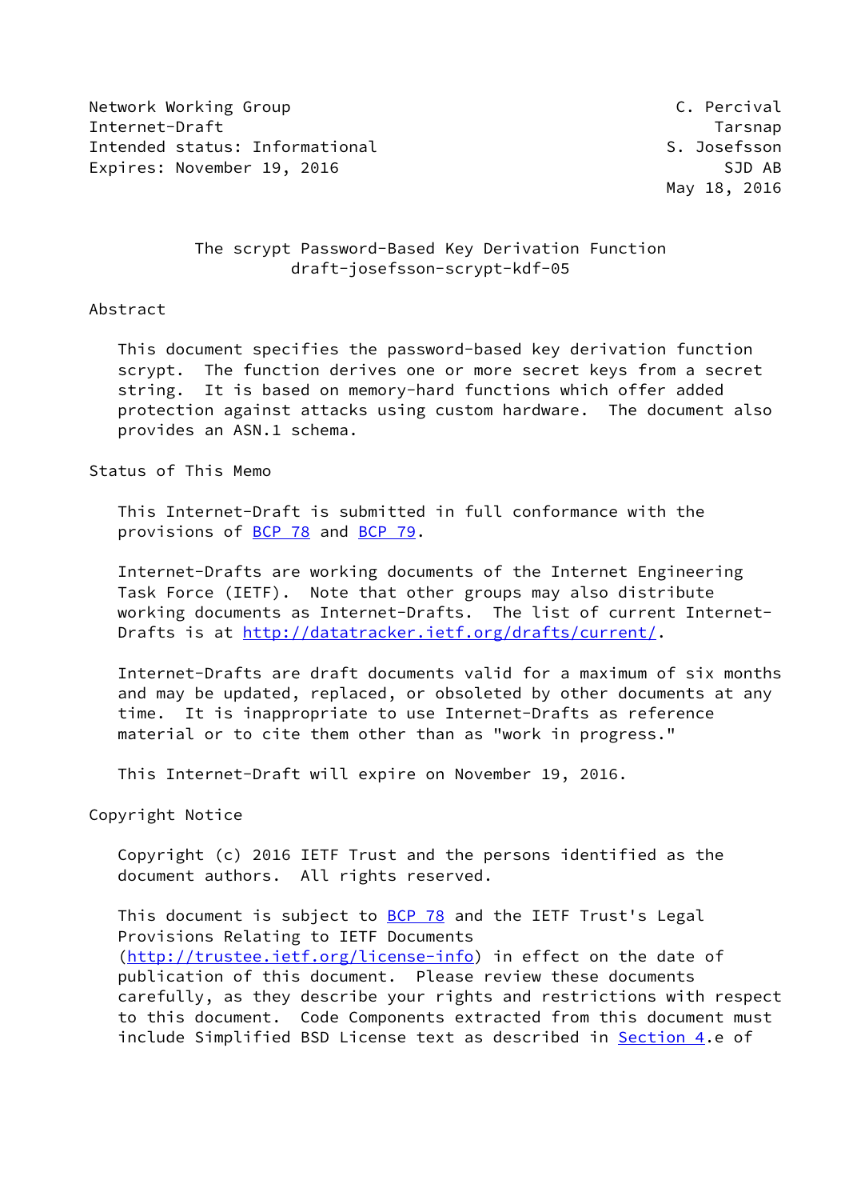Network Working Group C. Percival
Internet-Draft Tarsnap
Intended status: Informational S. Josefsson
Expires: November 19, 2016 SJD AB
May 18, 2016

# The scrypt Password-Based Key Derivation Function
## draft-josefsson-scrypt-kdf-05

## Abstract

This document specifies the password-based key derivation function scrypt. The function derives one or more secret keys from a secret string. It is based on memory-hard functions which offer added protection against attacks using custom hardware. The document also provides an ASN.1 schema.

## Status of This Memo

This Internet-Draft is submitted in full conformance with the provisions of BCP 78 and BCP 79.

Internet-Drafts are working documents of the Internet Engineering Task Force (IETF). Note that other groups may also distribute working documents as Internet-Drafts. The list of current Internet-Drafts is at http://datatracker.ietf.org/drafts/current/.

Internet-Drafts are draft documents valid for a maximum of six months and may be updated, replaced, or obsoleted by other documents at any time. It is inappropriate to use Internet-Drafts as reference material or to cite them other than as "work in progress."

This Internet-Draft will expire on November 19, 2016.

## Copyright Notice

Copyright (c) 2016 IETF Trust and the persons identified as the document authors. All rights reserved.

This document is subject to BCP 78 and the IETF Trust's Legal Provisions Relating to IETF Documents (http://trustee.ietf.org/license-info) in effect on the date of publication of this document. Please review these documents carefully, as they describe your rights and restrictions with respect to this document. Code Components extracted from this document must include Simplified BSD License text as described in Section 4.e of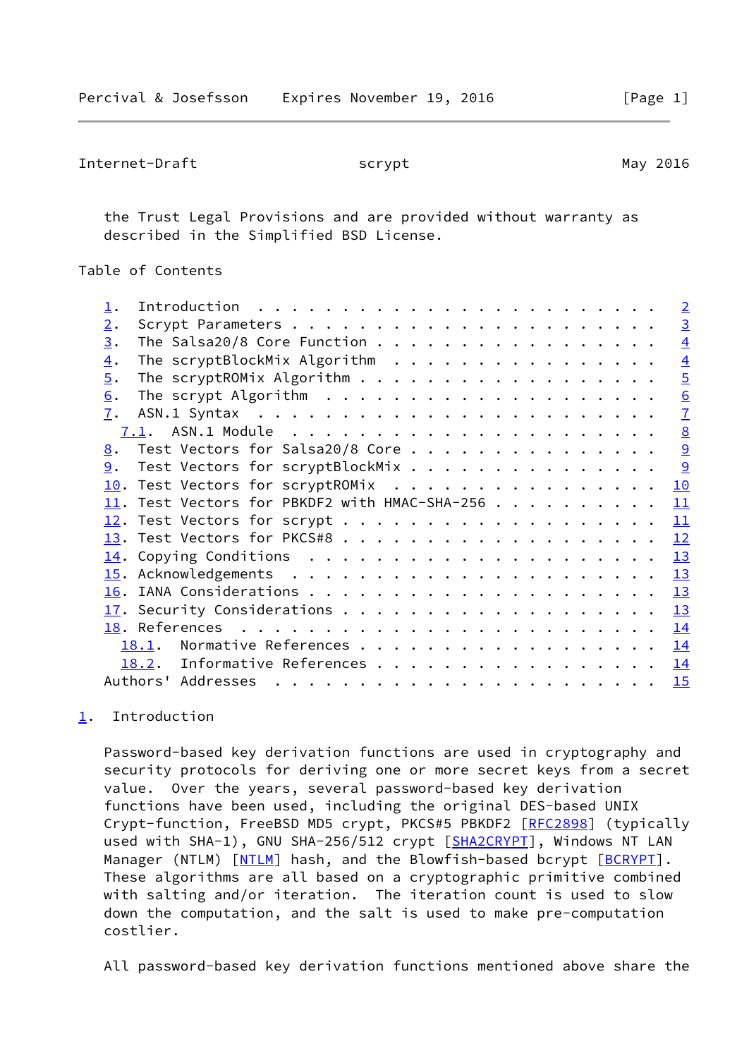the Trust Legal Provisions and are provided without warranty as described in the Simplified BSD License.

Table of Contents

- 1. Introduction . . . . . . . . . . . . . . . . . . . . . . . . 2
- 2. Scrypt Parameters . . . . . . . . . . . . . . . . . . . . . . 3
- 3. The Salsa20/8 Core Function . . . . . . . . . . . . . . . . . 4
- 4. The scryptBlockMix Algorithm . . . . . . . . . . . . . . . . 4
- 5. The scryptROMix Algorithm . . . . . . . . . . . . . . . . . . 5
- 6. The scrypt Algorithm . . . . . . . . . . . . . . . . . . . . 6
- 7. ASN.1 Syntax . . . . . . . . . . . . . . . . . . . . . . . . 7
  - 7.1. ASN.1 Module . . . . . . . . . . . . . . . . . . . . . . 8
- 8. Test Vectors for Salsa20/8 Core . . . . . . . . . . . . . . . 9
- 9. Test Vectors for scryptBlockMix . . . . . . . . . . . . . . . 9
- 10. Test Vectors for scryptROMix . . . . . . . . . . . . . . . . 10
- 11. Test Vectors for PBKDF2 with HMAC-SHA-256 . . . . . . . . . . 11
- 12. Test Vectors for scrypt . . . . . . . . . . . . . . . . . . . 11
- 13. Test Vectors for PKCS#8 . . . . . . . . . . . . . . . . . . . 12
- 14. Copying Conditions . . . . . . . . . . . . . . . . . . . . . 13
- 15. Acknowledgements . . . . . . . . . . . . . . . . . . . . . . 13
- 16. IANA Considerations . . . . . . . . . . . . . . . . . . . . . 13
- 17. Security Considerations . . . . . . . . . . . . . . . . . . . 13
- 18. References . . . . . . . . . . . . . . . . . . . . . . . . . 14
  - 18.1. Normative References . . . . . . . . . . . . . . . . . . 14
  - 18.2. Informative References . . . . . . . . . . . . . . . . . 14
- Authors' Addresses . . . . . . . . . . . . . . . . . . . . . . . 15

## 1. Introduction

Password-based key derivation functions are used in cryptography and security protocols for deriving one or more secret keys from a secret value. Over the years, several password-based key derivation functions have been used, including the original DES-based UNIX Crypt-function, FreeBSD MD5 crypt, PKCS#5 PBKDF2 [RFC2898] (typically used with SHA-1), GNU SHA-256/512 crypt [SHA2CRYPT], Windows NT LAN Manager (NTLM) [NTLM] hash, and the Blowfish-based bcrypt [BCRYPT]. These algorithms are all based on a cryptographic primitive combined with salting and/or iteration. The iteration count is used to slow down the computation, and the salt is used to make pre-computation costlier.

All password-based key derivation functions mentioned above share the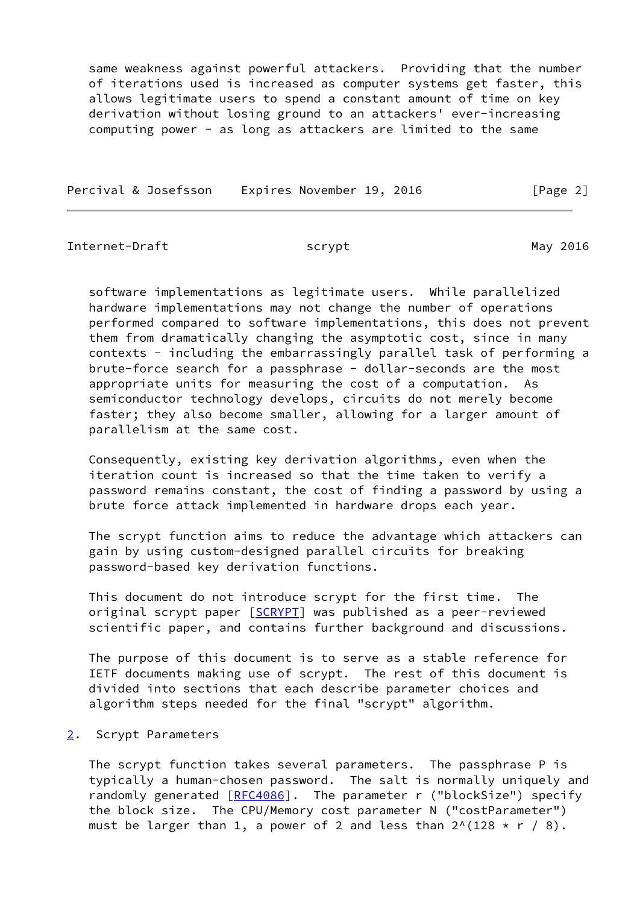same weakness against powerful attackers. Providing that the number of iterations used is increased as computer systems get faster, this allows legitimate users to spend a constant amount of time on key derivation without losing ground to an attackers' ever-increasing computing power - as long as attackers are limited to the same software implementations as legitimate users. While parallelized hardware implementations may not change the number of operations performed compared to software implementations, this does not prevent them from dramatically changing the asymptotic cost, since in many contexts - including the embarrassingly parallel task of performing a brute-force search for a passphrase - dollar-seconds are the most appropriate units for measuring the cost of a computation. As semiconductor technology develops, circuits do not merely become faster; they also become smaller, allowing for a larger amount of parallelism at the same cost.

Consequently, existing key derivation algorithms, even when the iteration count is increased so that the time taken to verify a password remains constant, the cost of finding a password by using a brute force attack implemented in hardware drops each year.

The scrypt function aims to reduce the advantage which attackers can gain by using custom-designed parallel circuits for breaking password-based key derivation functions.

This document do not introduce scrypt for the first time. The original scrypt paper [SCRYPT] was published as a peer-reviewed scientific paper, and contains further background and discussions.

The purpose of this document is to serve as a stable reference for IETF documents making use of scrypt. The rest of this document is divided into sections that each describe parameter choices and algorithm steps needed for the final "scrypt" algorithm.

## 2. Scrypt Parameters

The scrypt function takes several parameters. The passphrase P is typically a human-chosen password. The salt is normally uniquely and randomly generated [RFC4086]. The parameter r ("blockSize") specify the block size. The CPU/Memory cost parameter N ("costParameter") must be larger than 1, a power of 2 and less than $2^{(128 * r / 8)}$.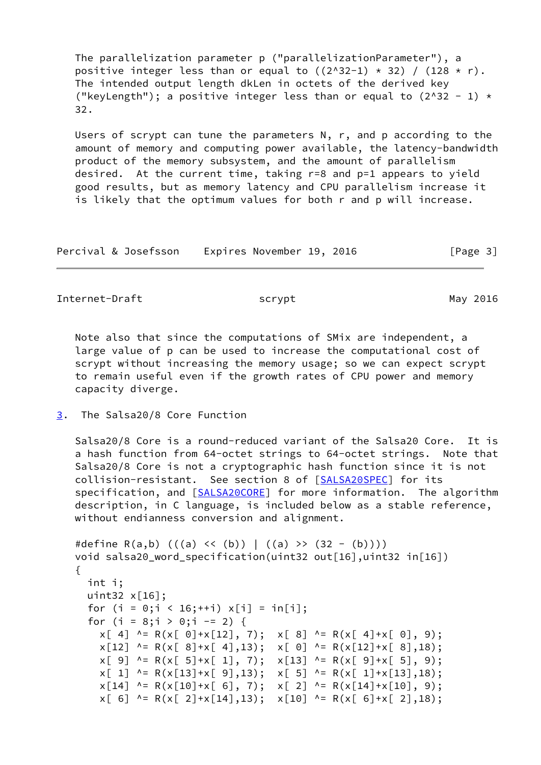The parallelization parameter p ("parallelizationParameter"), a positive integer less than or equal to ((2^32-1) * 32) / (128 * r). The intended output length dkLen in octets of the derived key ("keyLength"); a positive integer less than or equal to (2^32 - 1) * 32.

Users of scrypt can tune the parameters N, r, and p according to the amount of memory and computing power available, the latency-bandwidth product of the memory subsystem, and the amount of parallelism desired. At the current time, taking r=8 and p=1 appears to yield good results, but as memory latency and CPU parallelism increase it is likely that the optimum values for both r and p will increase.

Note also that since the computations of SMix are independent, a large value of p can be used to increase the computational cost of scrypt without increasing the memory usage; so we can expect scrypt to remain useful even if the growth rates of CPU power and memory capacity diverge.

## 3. The Salsa20/8 Core Function

Salsa20/8 Core is a round-reduced variant of the Salsa20 Core. It is a hash function from 64-octet strings to 64-octet strings. Note that Salsa20/8 Core is not a cryptographic hash function since it is not collision-resistant. See section 8 of [SALSA20SPEC] for its specification, and [SALSA20CORE] for more information. The algorithm description, in C language, is included below as a stable reference, without endianness conversion and alignment.

```
#define R(a,b) (((a) << (b)) | ((a) >> (32 - (b))))
void salsa20_word_specification(uint32 out[16],uint32 in[16])
{
  int i;
  uint32 x[16];
  for (i = 0;i < 16;++i) x[i] = in[i];
  for (i = 8;i > 0;i -= 2) {
    x[ 4] ^= R(x[ 0]+x[12], 7);  x[ 8] ^= R(x[ 4]+x[ 0], 9);
    x[12] ^= R(x[ 8]+x[ 4],13);  x[ 0] ^= R(x[12]+x[ 8],18);
    x[ 9] ^= R(x[ 5]+x[ 1], 7);  x[13] ^= R(x[ 9]+x[ 5], 9);
    x[ 1] ^= R(x[13]+x[ 9],13);  x[ 5] ^= R(x[ 1]+x[13],18);
    x[14] ^= R(x[10]+x[ 6], 7);  x[ 2] ^= R(x[14]+x[10], 9);
    x[ 6] ^= R(x[ 2]+x[14],13);  x[10] ^= R(x[ 6]+x[ 2],18);
```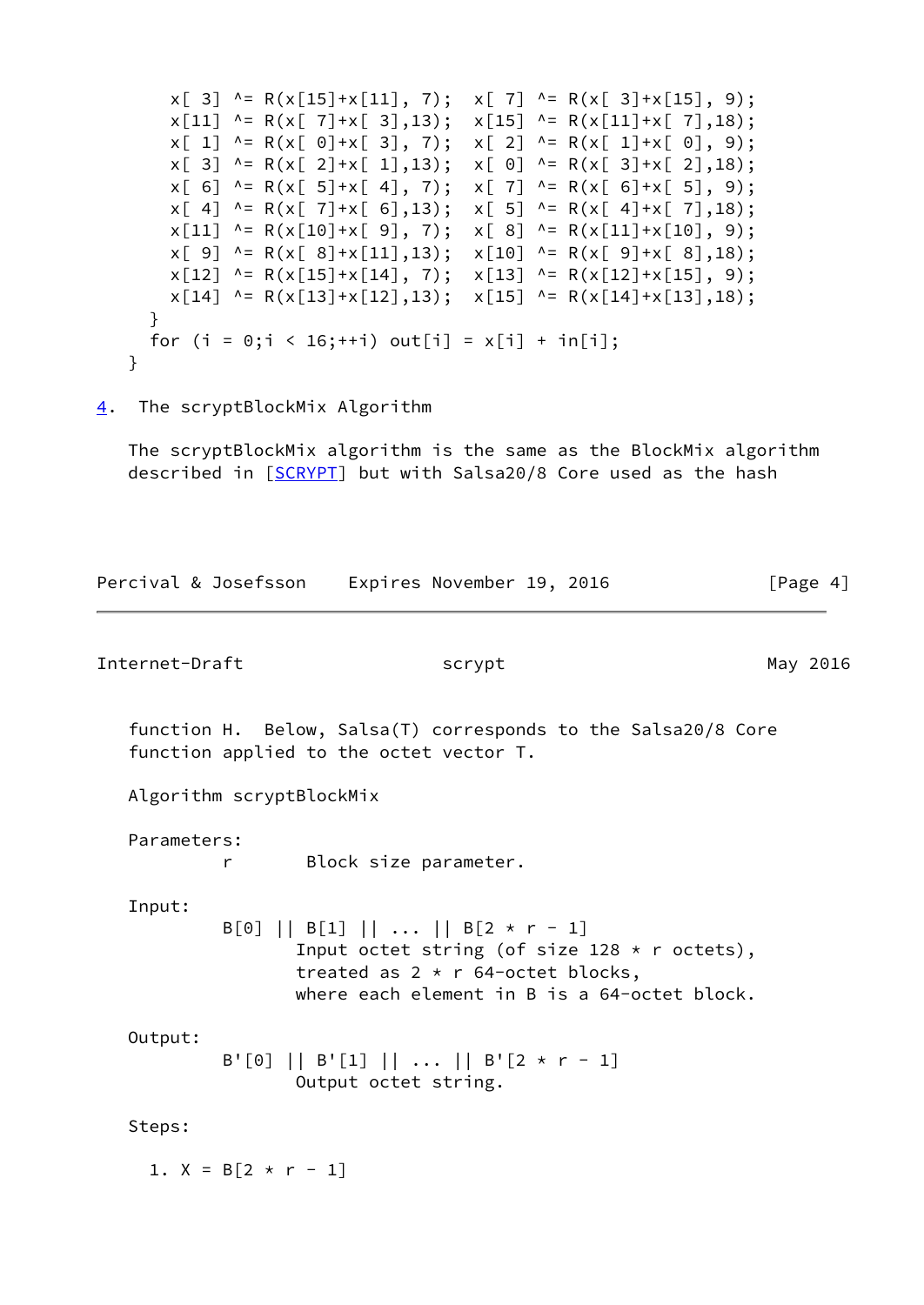```
         x[ 3] ^= R(x[15]+x[11], 7);  x[ 7] ^= R(x[ 3]+x[15], 9);
         x[11] ^= R(x[ 7]+x[ 3],13);  x[15] ^= R(x[11]+x[ 7],18);
         x[ 1] ^= R(x[ 0]+x[ 3], 7);  x[ 2] ^= R(x[ 1]+x[ 0], 9);
         x[ 3] ^= R(x[ 2]+x[ 1],13);  x[ 0] ^= R(x[ 3]+x[ 2],18);
         x[ 6] ^= R(x[ 5]+x[ 4], 7);  x[ 7] ^= R(x[ 6]+x[ 5], 9);
         x[ 4] ^= R(x[ 7]+x[ 6],13);  x[ 5] ^= R(x[ 4]+x[ 7],18);
         x[11] ^= R(x[10]+x[ 9], 7);  x[ 8] ^= R(x[11]+x[10], 9);
         x[ 9] ^= R(x[ 8]+x[11],13);  x[10] ^= R(x[ 9]+x[ 8],18);
         x[12] ^= R(x[15]+x[14], 7);  x[13] ^= R(x[12]+x[15], 9);
         x[14] ^= R(x[13]+x[12],13);  x[15] ^= R(x[14]+x[13],18);
       }
       for (i = 0;i < 16;++i) out[i] = x[i] + in[i];
     }
```

## 4. The scryptBlockMix Algorithm

The scryptBlockMix algorithm is the same as the BlockMix algorithm described in [SCRYPT] but with Salsa20/8 Core used as the hash function H. Below, Salsa(T) corresponds to the Salsa20/8 Core function applied to the octet vector T.

```
   Algorithm scryptBlockMix

   Parameters:
            r       Block size parameter.

   Input:
            B[0] || B[1] || ... || B[2 * r - 1]
                   Input octet string (of size 128 * r octets),
                   treated as 2 * r 64-octet blocks,
                   where each element in B is a 64-octet block.

   Output:
            B'[0] || B'[1] || ... || B'[2 * r - 1]
                   Output octet string.

   Steps:

     1. X = B[2 * r - 1]
```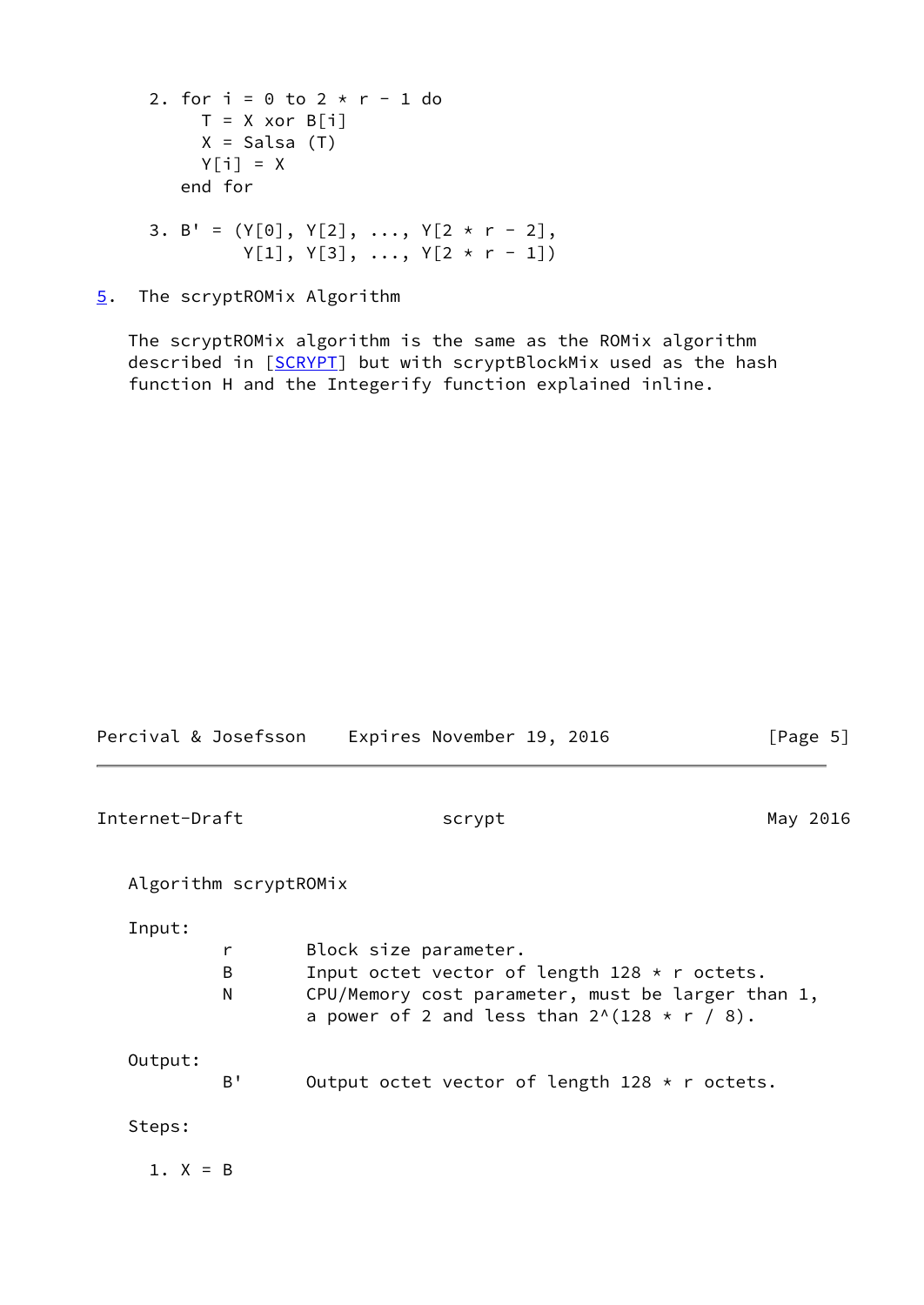```
2. for i = 0 to 2 * r - 1 do
     T = X xor B[i]
     X = Salsa (T)
     Y[i] = X
   end for

3. B' = (Y[0], Y[2], ..., Y[2 * r - 2],
         Y[1], Y[3], ..., Y[2 * r - 1])
```

## 5. The scryptROMix Algorithm

The scryptROMix algorithm is the same as the ROMix algorithm described in [SCRYPT] but with scryptBlockMix used as the hash function H and the Integerify function explained inline.

```
Algorithm scryptROMix

Input:
         r       Block size parameter.
         B       Input octet vector of length 128 * r octets.
         N       CPU/Memory cost parameter, must be larger than 1,
                 a power of 2 and less than 2^(128 * r / 8).

Output:
         B'      Output octet vector of length 128 * r octets.

Steps:

  1. X = B
```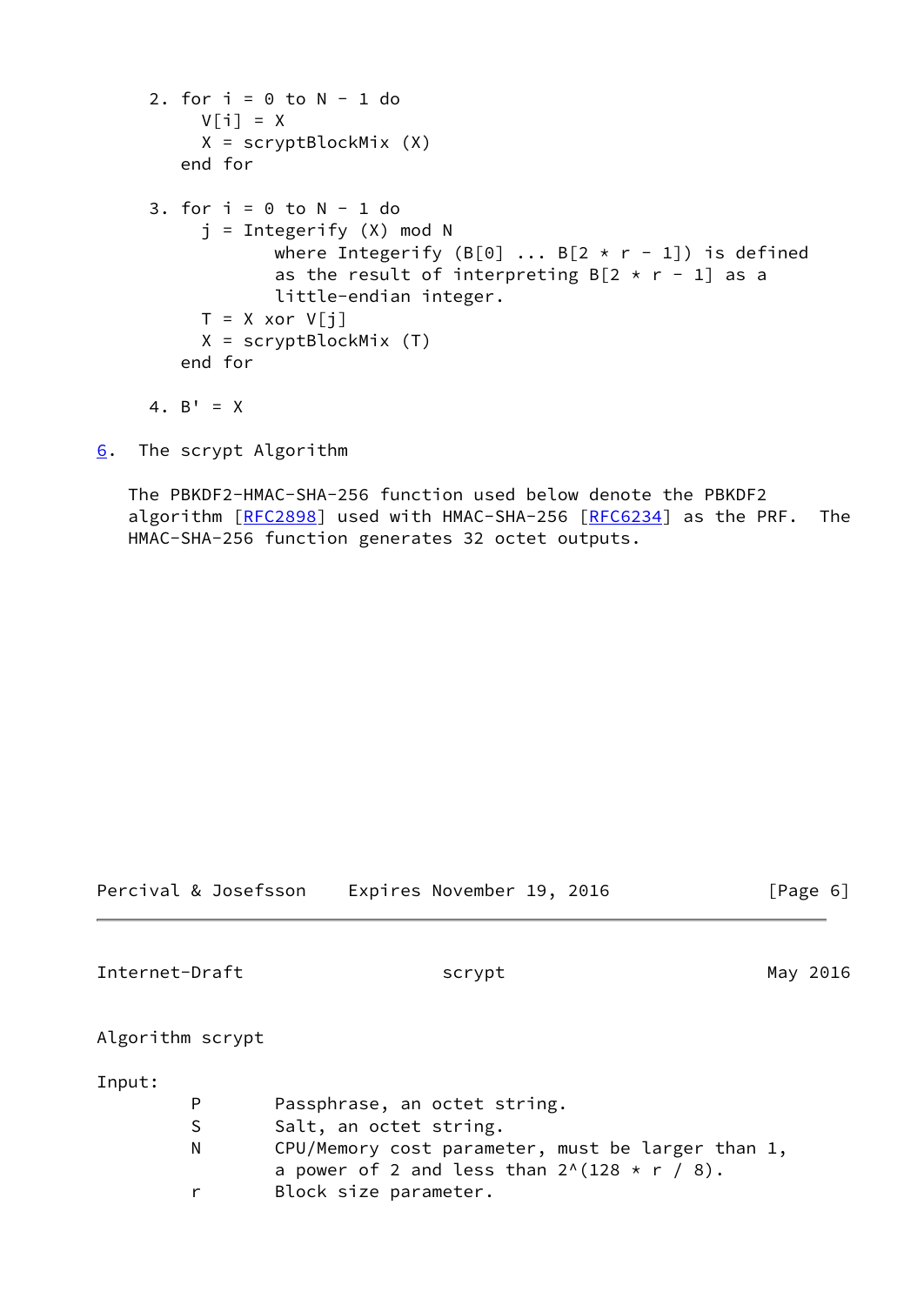```
   2. for i = 0 to N - 1 do
        V[i] = X
        X = scryptBlockMix (X)
      end for

   3. for i = 0 to N - 1 do
        j = Integerify (X) mod N
               where Integerify (B[0] ... B[2 * r - 1]) is defined
               as the result of interpreting B[2 * r - 1] as a
               little-endian integer.
        T = X xor V[j]
        X = scryptBlockMix (T)
      end for

   4. B' = X
```

## 6. The scrypt Algorithm

The PBKDF2-HMAC-SHA-256 function used below denote the PBKDF2 algorithm [RFC2898] used with HMAC-SHA-256 [RFC6234] as the PRF. The HMAC-SHA-256 function generates 32 octet outputs.

```
Algorithm scrypt

Input:
         P       Passphrase, an octet string.
         S       Salt, an octet string.
         N       CPU/Memory cost parameter, must be larger than 1,
                 a power of 2 and less than 2^(128 * r / 8).
         r       Block size parameter.
```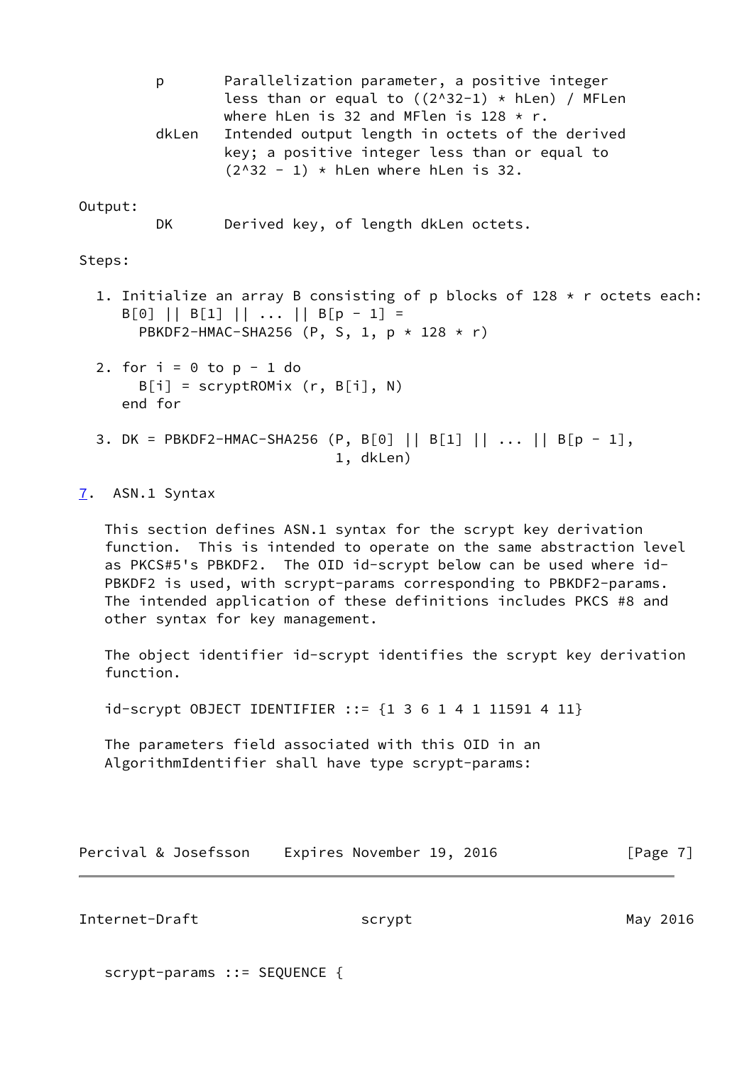```
p       Parallelization parameter, a positive integer
        less than or equal to ((2^32-1) * hLen) / MFLen
        where hLen is 32 and MFlen is 128 * r.
dkLen   Intended output length in octets of the derived
        key; a positive integer less than or equal to
        (2^32 - 1) * hLen where hLen is 32.
```

Output:

```
DK      Derived key, of length dkLen octets.
```

Steps:

```
1. Initialize an array B consisting of p blocks of 128 * r octets each:
   B[0] || B[1] || ... || B[p - 1] =
     PBKDF2-HMAC-SHA256 (P, S, 1, p * 128 * r)

2. for i = 0 to p - 1 do
     B[i] = scryptROMix (r, B[i], N)
   end for

3. DK = PBKDF2-HMAC-SHA256 (P, B[0] || B[1] || ... || B[p - 1],
                           1, dkLen)
```

## 7. ASN.1 Syntax

This section defines ASN.1 syntax for the scrypt key derivation function. This is intended to operate on the same abstraction level as PKCS#5's PBKDF2. The OID id-scrypt below can be used where id-PBKDF2 is used, with scrypt-params corresponding to PBKDF2-params. The intended application of these definitions includes PKCS #8 and other syntax for key management.

The object identifier id-scrypt identifies the scrypt key derivation function.

```
id-scrypt OBJECT IDENTIFIER ::= {1 3 6 1 4 1 11591 4 11}
```

The parameters field associated with this OID in an AlgorithmIdentifier shall have type scrypt-params:

```
scrypt-params ::= SEQUENCE {
```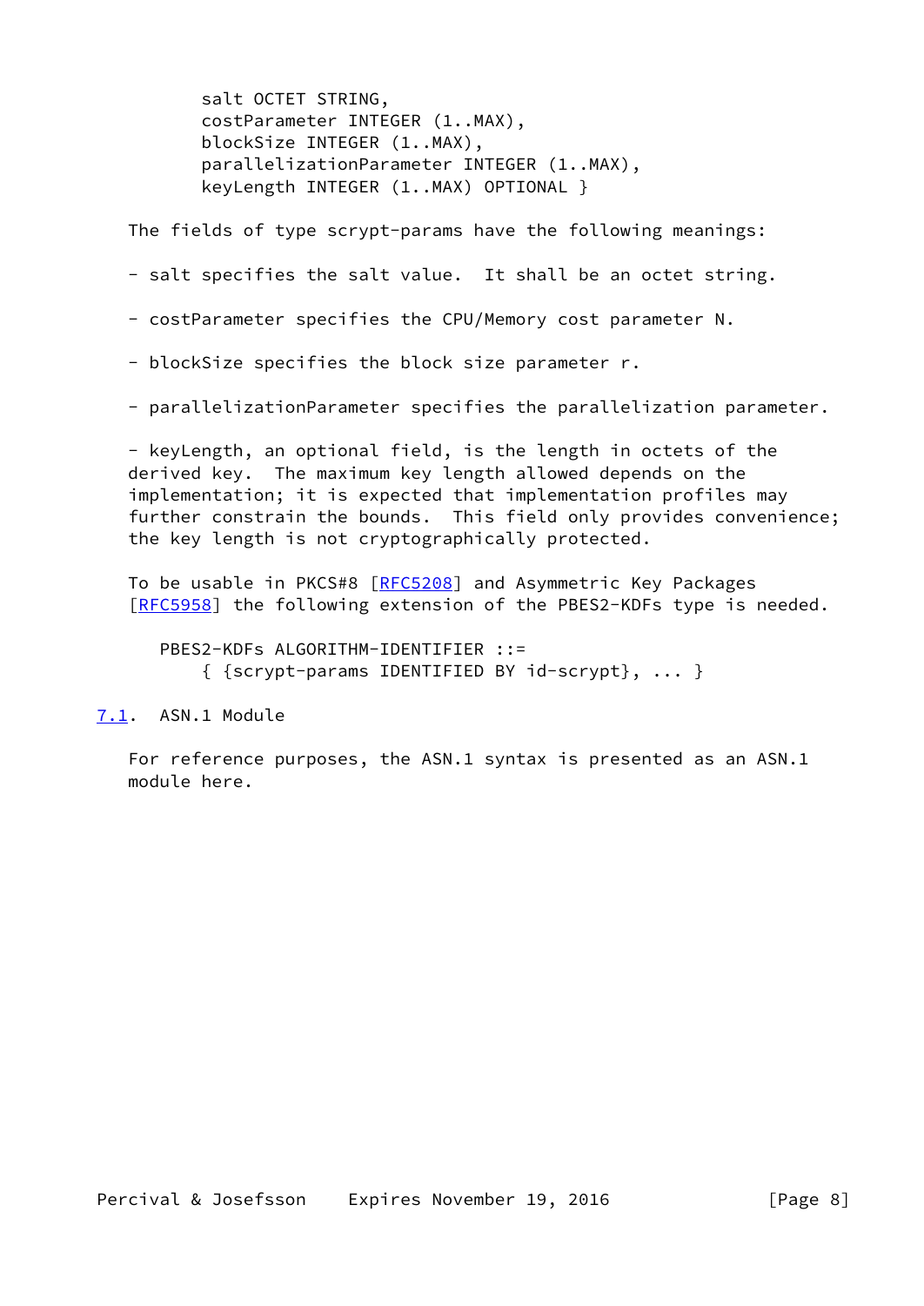```
       salt OCTET STRING,
       costParameter INTEGER (1..MAX),
       blockSize INTEGER (1..MAX),
       parallelizationParameter INTEGER (1..MAX),
       keyLength INTEGER (1..MAX) OPTIONAL }
```

The fields of type scrypt-params have the following meanings:

- salt specifies the salt value. It shall be an octet string.

- costParameter specifies the CPU/Memory cost parameter N.

- blockSize specifies the block size parameter r.

- parallelizationParameter specifies the parallelization parameter.

- keyLength, an optional field, is the length in octets of the derived key. The maximum key length allowed depends on the implementation; it is expected that implementation profiles may further constrain the bounds. This field only provides convenience; the key length is not cryptographically protected.

To be usable in PKCS#8 [RFC5208] and Asymmetric Key Packages [RFC5958] the following extension of the PBES2-KDFs type is needed.

```
   PBES2-KDFs ALGORITHM-IDENTIFIER ::=
       { {scrypt-params IDENTIFIED BY id-scrypt}, ... }
```

### 7.1. ASN.1 Module

For reference purposes, the ASN.1 syntax is presented as an ASN.1 module here.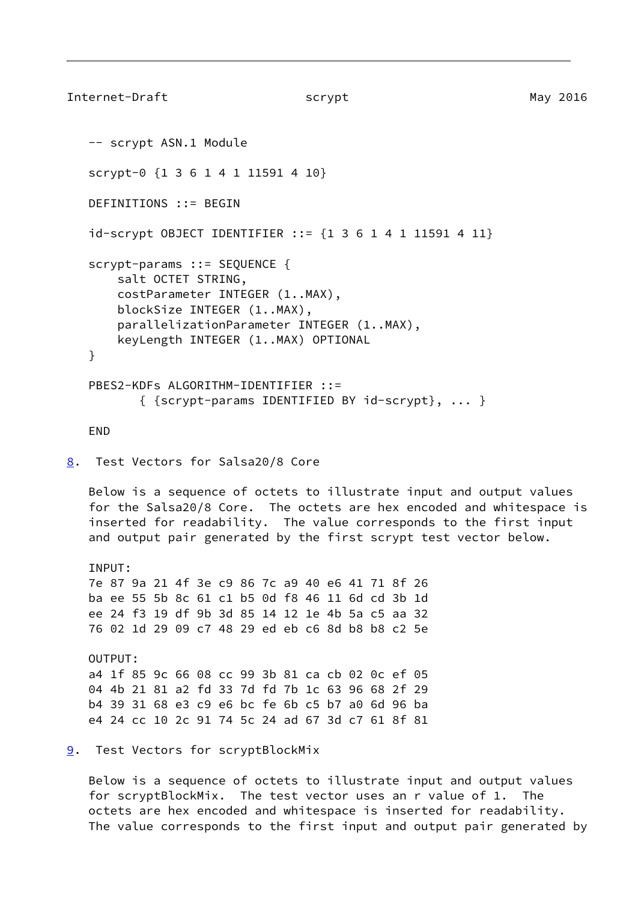```
-- scrypt ASN.1 Module

scrypt-0 {1 3 6 1 4 1 11591 4 10}

DEFINITIONS ::= BEGIN

id-scrypt OBJECT IDENTIFIER ::= {1 3 6 1 4 1 11591 4 11}

scrypt-params ::= SEQUENCE {
    salt OCTET STRING,
    costParameter INTEGER (1..MAX),
    blockSize INTEGER (1..MAX),
    parallelizationParameter INTEGER (1..MAX),
    keyLength INTEGER (1..MAX) OPTIONAL
}

PBES2-KDFs ALGORITHM-IDENTIFIER ::=
       { {scrypt-params IDENTIFIED BY id-scrypt}, ... }

END
```

## 8. Test Vectors for Salsa20/8 Core

Below is a sequence of octets to illustrate input and output values for the Salsa20/8 Core. The octets are hex encoded and whitespace is inserted for readability. The value corresponds to the first input and output pair generated by the first scrypt test vector below.

```
INPUT:
7e 87 9a 21 4f 3e c9 86 7c a9 40 e6 41 71 8f 26
ba ee 55 5b 8c 61 c1 b5 0d f8 46 11 6d cd 3b 1d
ee 24 f3 19 df 9b 3d 85 14 12 1e 4b 5a c5 aa 32
76 02 1d 29 09 c7 48 29 ed eb c6 8d b8 b8 c2 5e

OUTPUT:
a4 1f 85 9c 66 08 cc 99 3b 81 ca cb 02 0c ef 05
04 4b 21 81 a2 fd 33 7d fd 7b 1c 63 96 68 2f 29
b4 39 31 68 e3 c9 e6 bc fe 6b c5 b7 a0 6d 96 ba
e4 24 cc 10 2c 91 74 5c 24 ad 67 3d c7 61 8f 81
```

## 9. Test Vectors for scryptBlockMix

Below is a sequence of octets to illustrate input and output values for scryptBlockMix. The test vector uses an r value of 1. The octets are hex encoded and whitespace is inserted for readability. The value corresponds to the first input and output pair generated by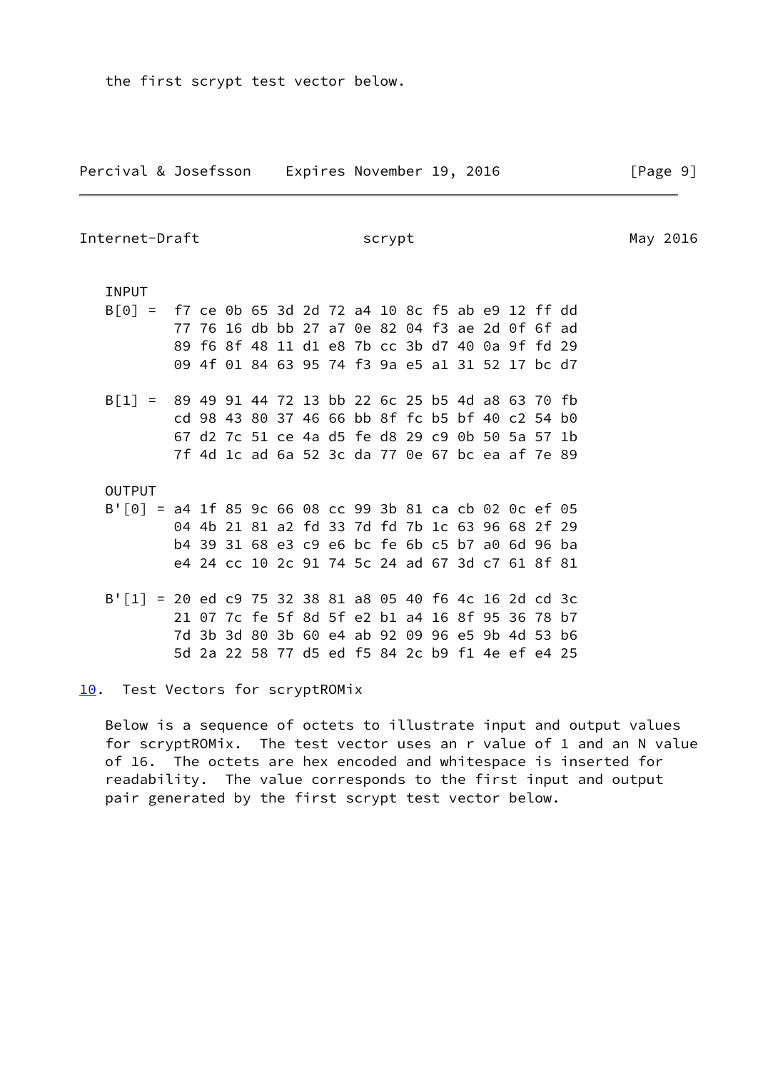the first scrypt test vector below.

```
INPUT
B[0] =  f7 ce 0b 65 3d 2d 72 a4 10 8c f5 ab e9 12 ff dd
        77 76 16 db bb 27 a7 0e 82 04 f3 ae 2d 0f 6f ad
        89 f6 8f 48 11 d1 e8 7b cc 3b d7 40 0a 9f fd 29
        09 4f 01 84 63 95 74 f3 9a e5 a1 31 52 17 bc d7

B[1] =  89 49 91 44 72 13 bb 22 6c 25 b5 4d a8 63 70 fb
        cd 98 43 80 37 46 66 bb 8f fc b5 bf 40 c2 54 b0
        67 d2 7c 51 ce 4a d5 fe d8 29 c9 0b 50 5a 57 1b
        7f 4d 1c ad 6a 52 3c da 77 0e 67 bc ea af 7e 89

OUTPUT
B'[0] = a4 1f 85 9c 66 08 cc 99 3b 81 ca cb 02 0c ef 05
        04 4b 21 81 a2 fd 33 7d fd 7b 1c 63 96 68 2f 29
        b4 39 31 68 e3 c9 e6 bc fe 6b c5 b7 a0 6d 96 ba
        e4 24 cc 10 2c 91 74 5c 24 ad 67 3d c7 61 8f 81

B'[1] = 20 ed c9 75 32 38 81 a8 05 40 f6 4c 16 2d cd 3c
        21 07 7c fe 5f 8d 5f e2 b1 a4 16 8f 95 36 78 b7
        7d 3b 3d 80 3b 60 e4 ab 92 09 96 e5 9b 4d 53 b6
        5d 2a 22 58 77 d5 ed f5 84 2c b9 f1 4e ef e4 25
```

## 10. Test Vectors for scryptROMix

Below is a sequence of octets to illustrate input and output values for scryptROMix. The test vector uses an r value of 1 and an N value of 16. The octets are hex encoded and whitespace is inserted for readability. The value corresponds to the first input and output pair generated by the first scrypt test vector below.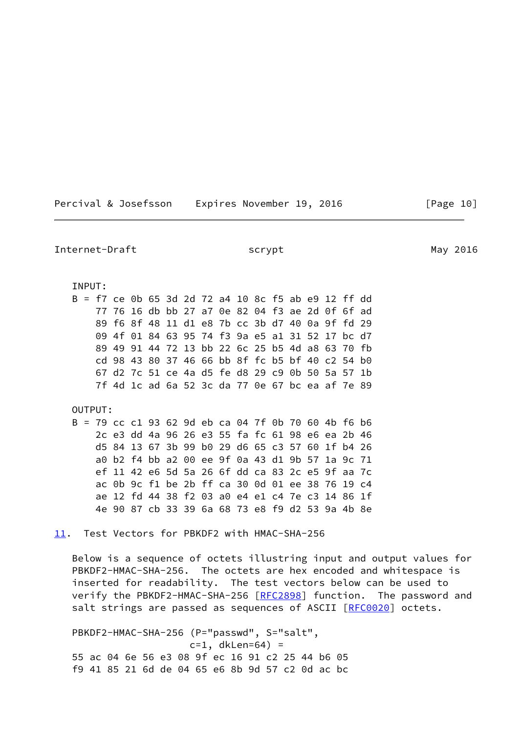```
INPUT:
B = f7 ce 0b 65 3d 2d 72 a4 10 8c f5 ab e9 12 ff dd
    77 76 16 db bb 27 a7 0e 82 04 f3 ae 2d 0f 6f ad
    89 f6 8f 48 11 d1 e8 7b cc 3b d7 40 0a 9f fd 29
    09 4f 01 84 63 95 74 f3 9a e5 a1 31 52 17 bc d7
    89 49 91 44 72 13 bb 22 6c 25 b5 4d a8 63 70 fb
    cd 98 43 80 37 46 66 bb 8f fc b5 bf 40 c2 54 b0
    67 d2 7c 51 ce 4a d5 fe d8 29 c9 0b 50 5a 57 1b
    7f 4d 1c ad 6a 52 3c da 77 0e 67 bc ea af 7e 89

OUTPUT:
B = 79 cc c1 93 62 9d eb ca 04 7f 0b 70 60 4b f6 b6
    2c e3 dd 4a 96 26 e3 55 fa fc 61 98 e6 ea 2b 46
    d5 84 13 67 3b 99 b0 29 d6 65 c3 57 60 1f b4 26
    a0 b2 f4 bb a2 00 ee 9f 0a 43 d1 9b 57 1a 9c 71
    ef 11 42 e6 5d 5a 26 6f dd ca 83 2c e5 9f aa 7c
    ac 0b 9c f1 be 2b ff ca 30 0d 01 ee 38 76 19 c4
    ae 12 fd 44 38 f2 03 a0 e4 e1 c4 7e c3 14 86 1f
    4e 90 87 cb 33 39 6a 68 73 e8 f9 d2 53 9a 4b 8e
```

## 11. Test Vectors for PBKDF2 with HMAC-SHA-256

Below is a sequence of octets illustring input and output values for PBKDF2-HMAC-SHA-256. The octets are hex encoded and whitespace is inserted for readability. The test vectors below can be used to verify the PBKDF2-HMAC-SHA-256 [RFC2898] function. The password and salt strings are passed as sequences of ASCII [RFC0020] octets.

```
PBKDF2-HMAC-SHA-256 (P="passwd", S="salt",
                     c=1, dkLen=64) =
55 ac 04 6e 56 e3 08 9f ec 16 91 c2 25 44 b6 05
f9 41 85 21 6d de 04 65 e6 8b 9d 57 c2 0d ac bc
```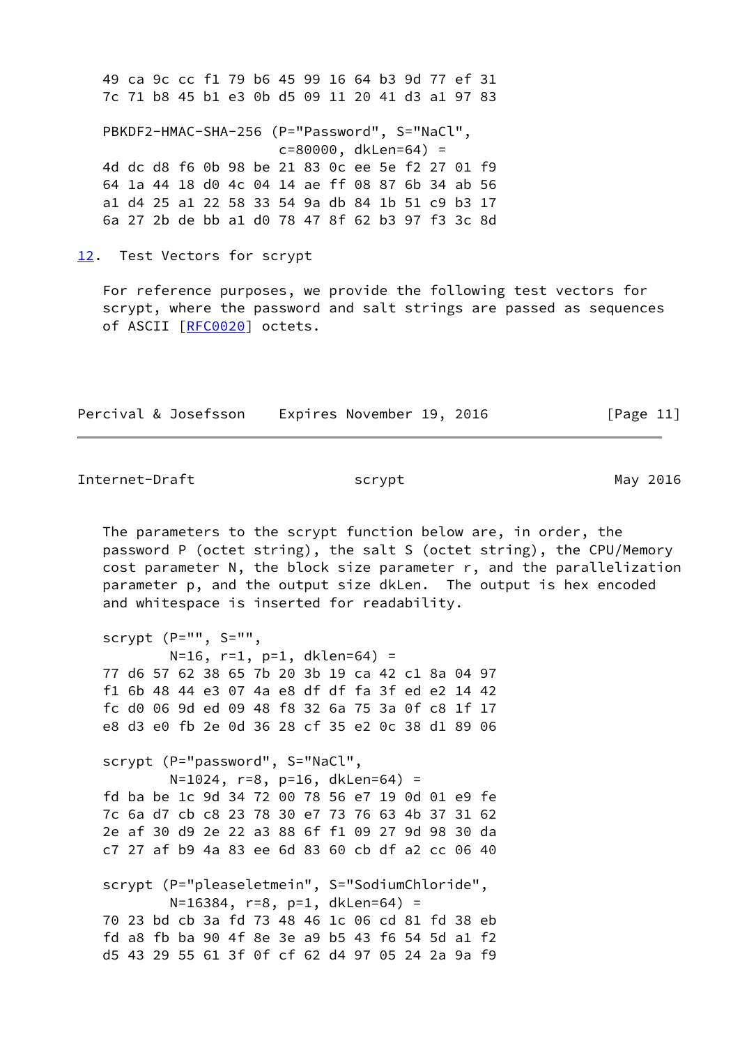```
   49 ca 9c cc f1 79 b6 45 99 16 64 b3 9d 77 ef 31
   7c 71 b8 45 b1 e3 0b d5 09 11 20 41 d3 a1 97 83

   PBKDF2-HMAC-SHA-256 (P="Password", S="NaCl",
                        c=80000, dkLen=64) =
   4d dc d8 f6 0b 98 be 21 83 0c ee 5e f2 27 01 f9
   64 1a 44 18 d0 4c 04 14 ae ff 08 87 6b 34 ab 56
   a1 d4 25 a1 22 58 33 54 9a db 84 1b 51 c9 b3 17
   6a 27 2b de bb a1 d0 78 47 8f 62 b3 97 f3 3c 8d
```

## 12. Test Vectors for scrypt

For reference purposes, we provide the following test vectors for scrypt, where the password and salt strings are passed as sequences of ASCII [RFC0020] octets.

The parameters to the scrypt function below are, in order, the password P (octet string), the salt S (octet string), the CPU/Memory cost parameter N, the block size parameter r, and the parallelization parameter p, and the output size dkLen. The output is hex encoded and whitespace is inserted for readability.

```
   scrypt (P="", S="",
           N=16, r=1, p=1, dklen=64) =
   77 d6 57 62 38 65 7b 20 3b 19 ca 42 c1 8a 04 97
   f1 6b 48 44 e3 07 4a e8 df df fa 3f ed e2 14 42
   fc d0 06 9d ed 09 48 f8 32 6a 75 3a 0f c8 1f 17
   e8 d3 e0 fb 2e 0d 36 28 cf 35 e2 0c 38 d1 89 06

   scrypt (P="password", S="NaCl",
           N=1024, r=8, p=16, dkLen=64) =
   fd ba be 1c 9d 34 72 00 78 56 e7 19 0d 01 e9 fe
   7c 6a d7 cb c8 23 78 30 e7 73 76 63 4b 37 31 62
   2e af 30 d9 2e 22 a3 88 6f f1 09 27 9d 98 30 da
   c7 27 af b9 4a 83 ee 6d 83 60 cb df a2 cc 06 40

   scrypt (P="pleaseletmein", S="SodiumChloride",
           N=16384, r=8, p=1, dkLen=64) =
   70 23 bd cb 3a fd 73 48 46 1c 06 cd 81 fd 38 eb
   fd a8 fb ba 90 4f 8e 3e a9 b5 43 f6 54 5d a1 f2
   d5 43 29 55 61 3f 0f cf 62 d4 97 05 24 2a 9a f9
```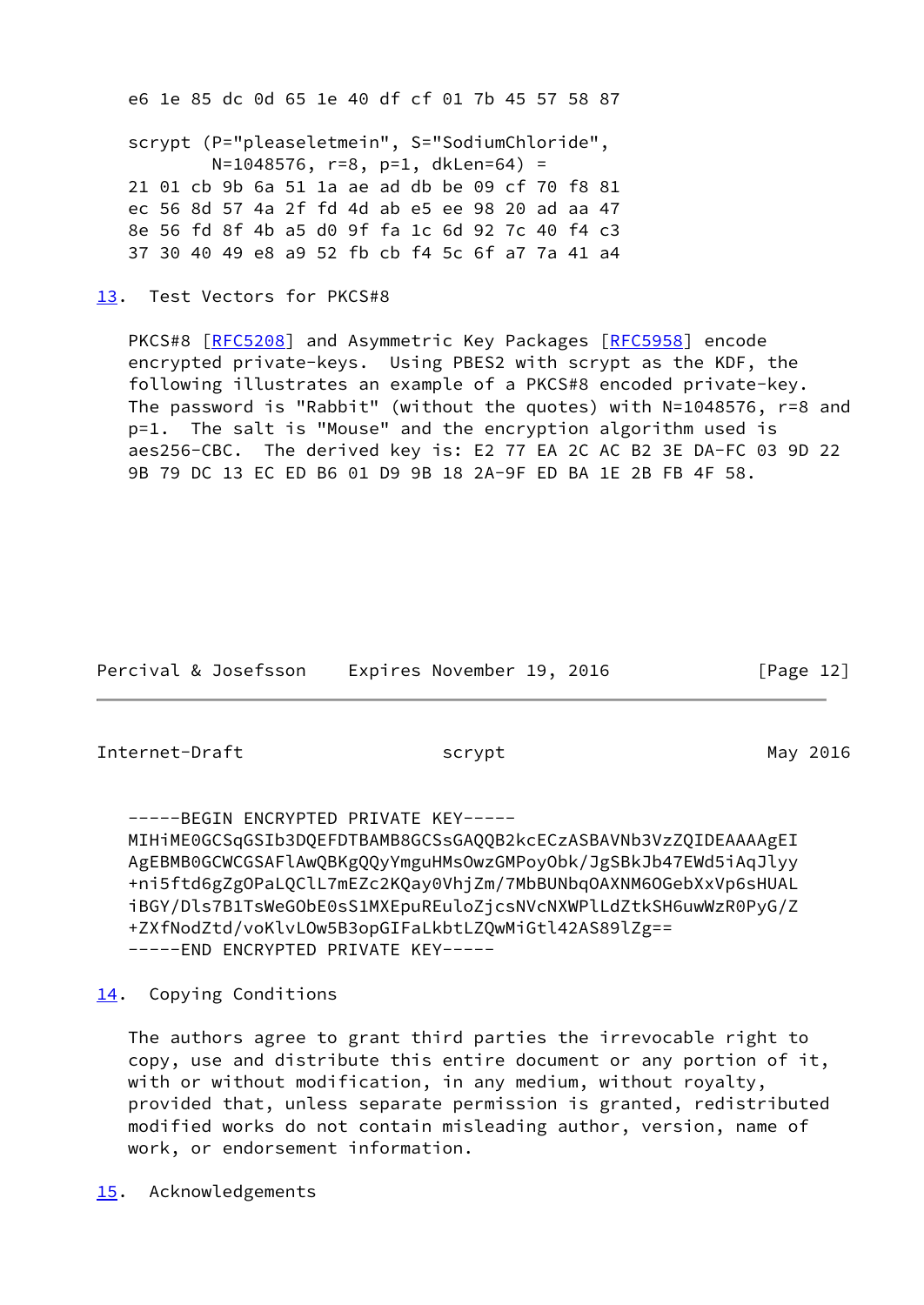```
e6 1e 85 dc 0d 65 1e 40 df cf 01 7b 45 57 58 87
```

```
scrypt (P="pleaseletmein", S="SodiumChloride",
        N=1048576, r=8, p=1, dkLen=64) =
21 01 cb 9b 6a 51 1a ae ad db be 09 cf 70 f8 81
ec 56 8d 57 4a 2f fd 4d ab e5 ee 98 20 ad aa 47
8e 56 fd 8f 4b a5 d0 9f fa 1c 6d 92 7c 40 f4 c3
37 30 40 49 e8 a9 52 fb cb f4 5c 6f a7 7a 41 a4
```

## 13. Test Vectors for PKCS#8

PKCS#8 [RFC5208] and Asymmetric Key Packages [RFC5958] encode encrypted private-keys. Using PBES2 with scrypt as the KDF, the following illustrates an example of a PKCS#8 encoded private-key. The password is "Rabbit" (without the quotes) with N=1048576, r=8 and p=1. The salt is "Mouse" and the encryption algorithm used is aes256-CBC. The derived key is: E2 77 EA 2C AC B2 3E DA-FC 03 9D 22 9B 79 DC 13 EC ED B6 01 D9 9B 18 2A-9F ED BA 1E 2B FB 4F 58.

```
-----BEGIN ENCRYPTED PRIVATE KEY-----
MIHiME0GCSqGSIb3DQEFDTBAMB8GCSsGAQQB2kcECzASBAVNb3VzZQIDEAAAAgEI
AgEBMB0GCWCGSAFlAwQBKgQQyYmguHMsOwzGMPoyObk/JgSBkJb47EWd5iAqJlyy
+ni5ftd6gZgOPaLQClL7mEZc2KQay0VhjZm/7MbBUNbqOAXNM6OGebXxVp6sHUAL
iBGY/Dls7B1TsWeGObE0sS1MXEpuREuloZjcsNVcNXWPlLdZtkSH6uwWzR0PyG/Z
+ZXfNodZtd/voKlvLOw5B3opGIFaLkbtLZQwMiGtl42AS89lZg==
-----END ENCRYPTED PRIVATE KEY-----
```

## 14. Copying Conditions

The authors agree to grant third parties the irrevocable right to copy, use and distribute this entire document or any portion of it, with or without modification, in any medium, without royalty, provided that, unless separate permission is granted, redistributed modified works do not contain misleading author, version, name of work, or endorsement information.

## 15. Acknowledgements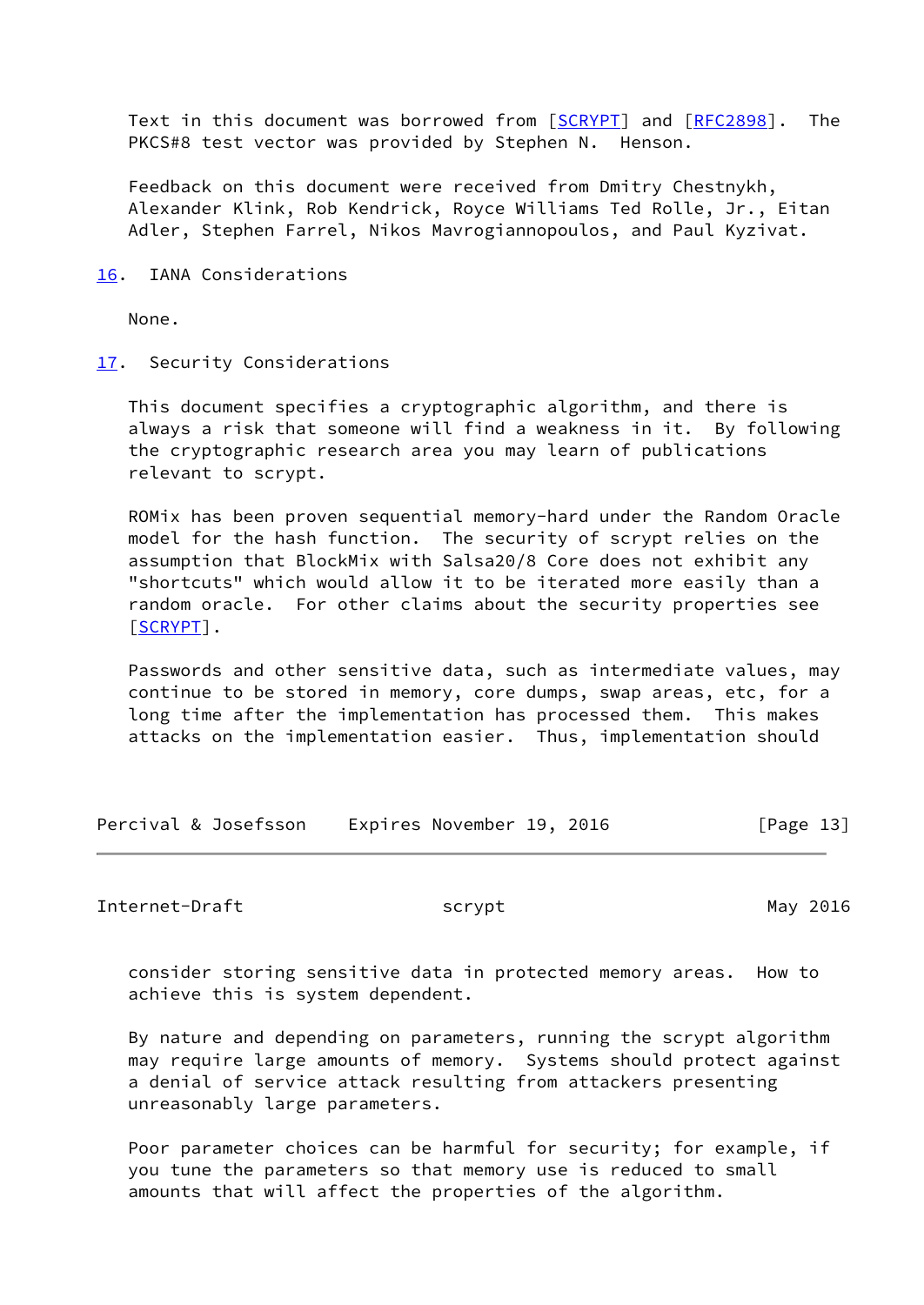Text in this document was borrowed from [SCRYPT] and [RFC2898]. The PKCS#8 test vector was provided by Stephen N. Henson.

Feedback on this document were received from Dmitry Chestnykh, Alexander Klink, Rob Kendrick, Royce Williams Ted Rolle, Jr., Eitan Adler, Stephen Farrel, Nikos Mavrogiannopoulos, and Paul Kyzivat.

## 16. IANA Considerations

None.

## 17. Security Considerations

This document specifies a cryptographic algorithm, and there is always a risk that someone will find a weakness in it. By following the cryptographic research area you may learn of publications relevant to scrypt.

ROMix has been proven sequential memory-hard under the Random Oracle model for the hash function. The security of scrypt relies on the assumption that BlockMix with Salsa20/8 Core does not exhibit any "shortcuts" which would allow it to be iterated more easily than a random oracle. For other claims about the security properties see [SCRYPT].

Passwords and other sensitive data, such as intermediate values, may continue to be stored in memory, core dumps, swap areas, etc, for a long time after the implementation has processed them. This makes attacks on the implementation easier. Thus, implementation should consider storing sensitive data in protected memory areas. How to achieve this is system dependent.

By nature and depending on parameters, running the scrypt algorithm may require large amounts of memory. Systems should protect against a denial of service attack resulting from attackers presenting unreasonably large parameters.

Poor parameter choices can be harmful for security; for example, if you tune the parameters so that memory use is reduced to small amounts that will affect the properties of the algorithm.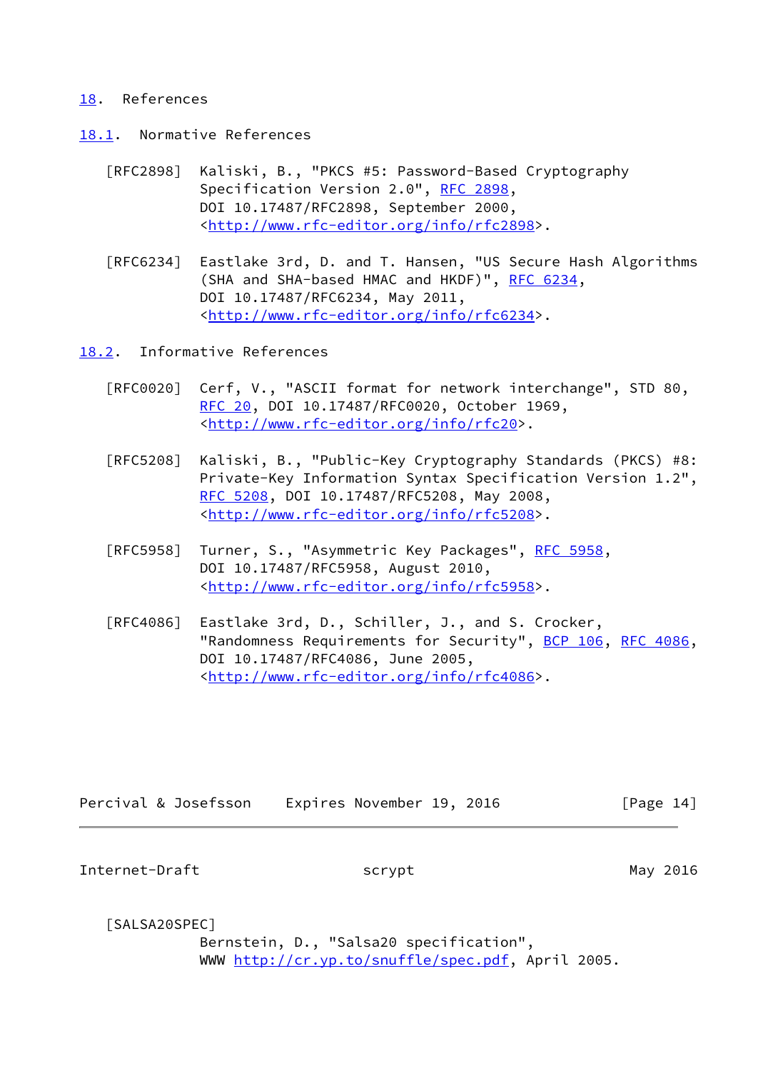## 18. References

### 18.1. Normative References

[RFC2898] Kaliski, B., "PKCS #5: Password-Based Cryptography Specification Version 2.0", RFC 2898, DOI 10.17487/RFC2898, September 2000, <http://www.rfc-editor.org/info/rfc2898>.

[RFC6234] Eastlake 3rd, D. and T. Hansen, "US Secure Hash Algorithms (SHA and SHA-based HMAC and HKDF)", RFC 6234, DOI 10.17487/RFC6234, May 2011, <http://www.rfc-editor.org/info/rfc6234>.

### 18.2. Informative References

[RFC0020] Cerf, V., "ASCII format for network interchange", STD 80, RFC 20, DOI 10.17487/RFC0020, October 1969, <http://www.rfc-editor.org/info/rfc20>.

[RFC5208] Kaliski, B., "Public-Key Cryptography Standards (PKCS) #8: Private-Key Information Syntax Specification Version 1.2", RFC 5208, DOI 10.17487/RFC5208, May 2008, <http://www.rfc-editor.org/info/rfc5208>.

[RFC5958] Turner, S., "Asymmetric Key Packages", RFC 5958, DOI 10.17487/RFC5958, August 2010, <http://www.rfc-editor.org/info/rfc5958>.

[RFC4086] Eastlake 3rd, D., Schiller, J., and S. Crocker, "Randomness Requirements for Security", BCP 106, RFC 4086, DOI 10.17487/RFC4086, June 2005, <http://www.rfc-editor.org/info/rfc4086>.

[SALSA20SPEC] Bernstein, D., "Salsa20 specification", WWW http://cr.yp.to/snuffle/spec.pdf, April 2005.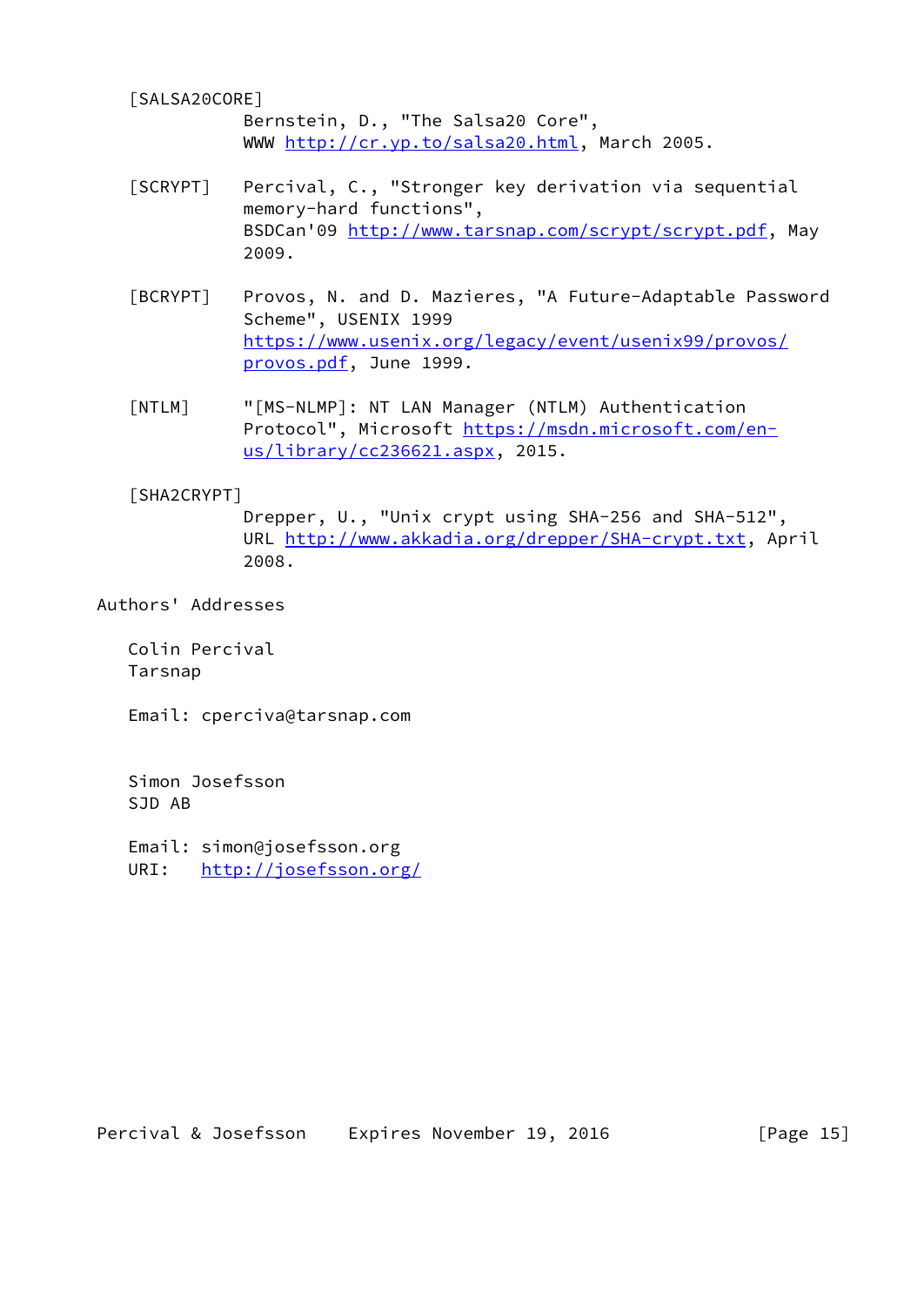[SALSA20CORE]
Bernstein, D., "The Salsa20 Core", WWW http://cr.yp.to/salsa20.html, March 2005.

[SCRYPT] Percival, C., "Stronger key derivation via sequential memory-hard functions", BSDCan'09 http://www.tarsnap.com/scrypt/scrypt.pdf, May 2009.

[BCRYPT] Provos, N. and D. Mazieres, "A Future-Adaptable Password Scheme", USENIX 1999 https://www.usenix.org/legacy/event/usenix99/provos/provos.pdf, June 1999.

[NTLM] "[MS-NLMP]: NT LAN Manager (NTLM) Authentication Protocol", Microsoft https://msdn.microsoft.com/en-us/library/cc236621.aspx, 2015.

[SHA2CRYPT]
Drepper, U., "Unix crypt using SHA-256 and SHA-512", URL http://www.akkadia.org/drepper/SHA-crypt.txt, April 2008.

## Authors' Addresses

Colin Percival
Tarsnap

Email: cperciva@tarsnap.com

Simon Josefsson
SJD AB

Email: simon@josefsson.org
URI: http://josefsson.org/